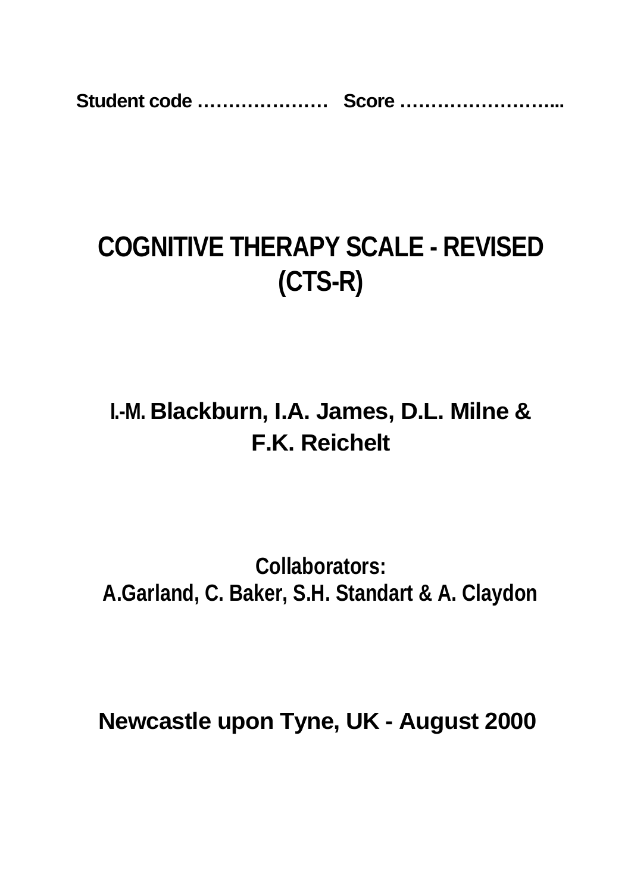**Student code ………………… Score ……………………...**

# COGNITIVE THERAPY SCALE - REVISED (CTS-R)

## I.-M. Blackburn, I.A. James, D.L. Milne & F.K. Reichelt

**Collaborators:**
**A.Garland, C. Baker, S.H. Standart & A. Claydon**

**Newcastle upon Tyne, UK - August 2000**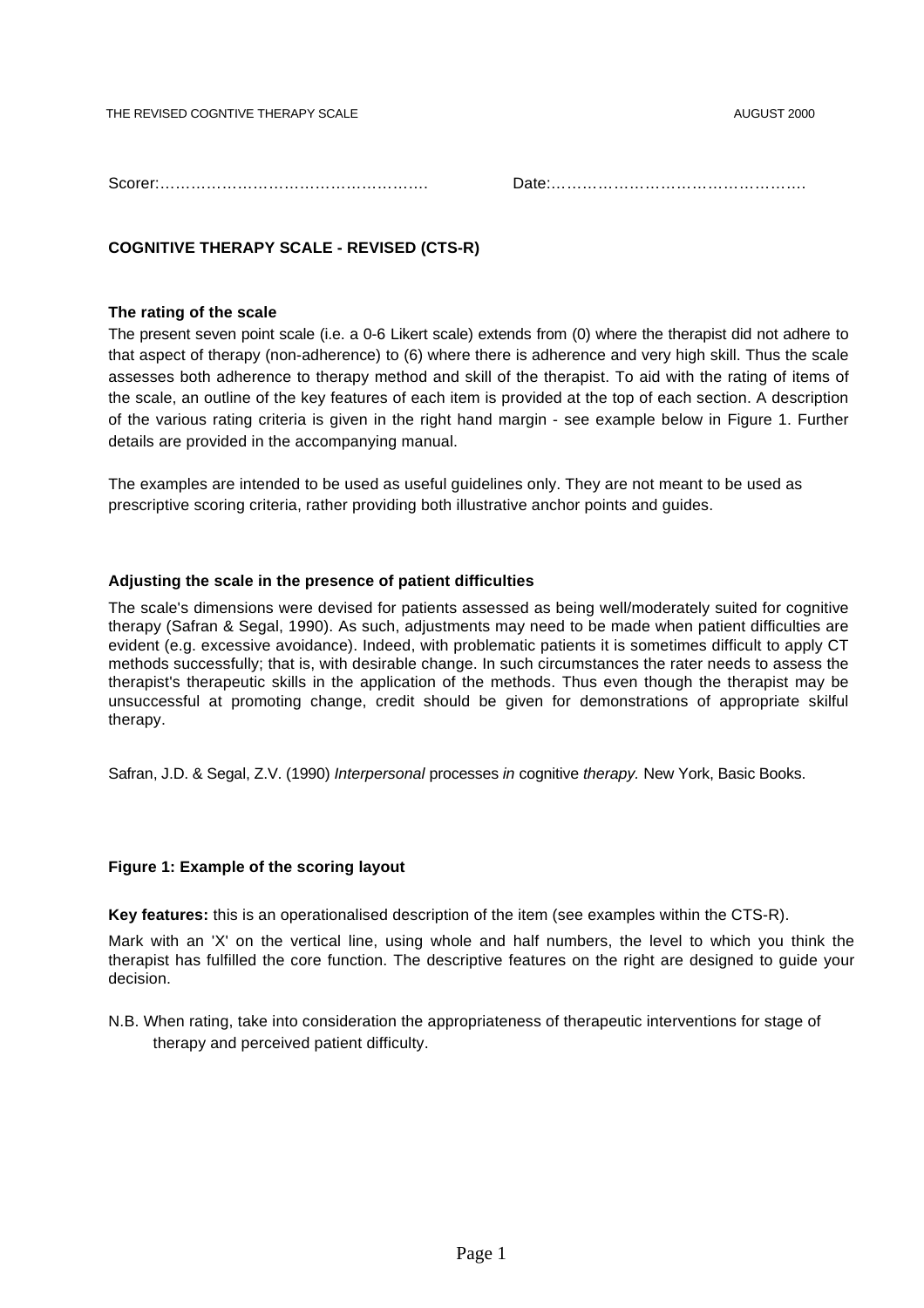Scorer:…………………………………………….                Date:………………………………………….

## COGNITIVE THERAPY SCALE - REVISED (CTS-R)

### The rating of the scale

The present seven point scale (i.e. a 0-6 Likert scale) extends from (0) where the therapist did not adhere to that aspect of therapy (non-adherence) to (6) where there is adherence and very high skill. Thus the scale assesses both adherence to therapy method and skill of the therapist. To aid with the rating of items of the scale, an outline of the key features of each item is provided at the top of each section. A description of the various rating criteria is given in the right hand margin - see example below in Figure 1. Further details are provided in the accompanying manual.

The examples are intended to be used as useful guidelines only. They are not meant to be used as prescriptive scoring criteria, rather providing both illustrative anchor points and guides.

### Adjusting the scale in the presence of patient difficulties

The scale's dimensions were devised for patients assessed as being well/moderately suited for cognitive therapy (Safran & Segal, 1990). As such, adjustments may need to be made when patient difficulties are evident (e.g. excessive avoidance). Indeed, with problematic patients it is sometimes difficult to apply CT methods successfully; that is, with desirable change. In such circumstances the rater needs to assess the therapist's therapeutic skills in the application of the methods. Thus even though the therapist may be unsuccessful at promoting change, credit should be given for demonstrations of appropriate skilful therapy.

Safran, J.D. & Segal, Z.V. (1990) *Interpersonal* processes *in* cognitive *therapy.* New York, Basic Books.

### Figure 1: Example of the scoring layout

**Key features:** this is an operationalised description of the item (see examples within the CTS-R).

Mark with an 'X' on the vertical line, using whole and half numbers, the level to which you think the therapist has fulfilled the core function. The descriptive features on the right are designed to guide your decision.

N.B. When rating, take into consideration the appropriateness of therapeutic interventions for stage of therapy and perceived patient difficulty.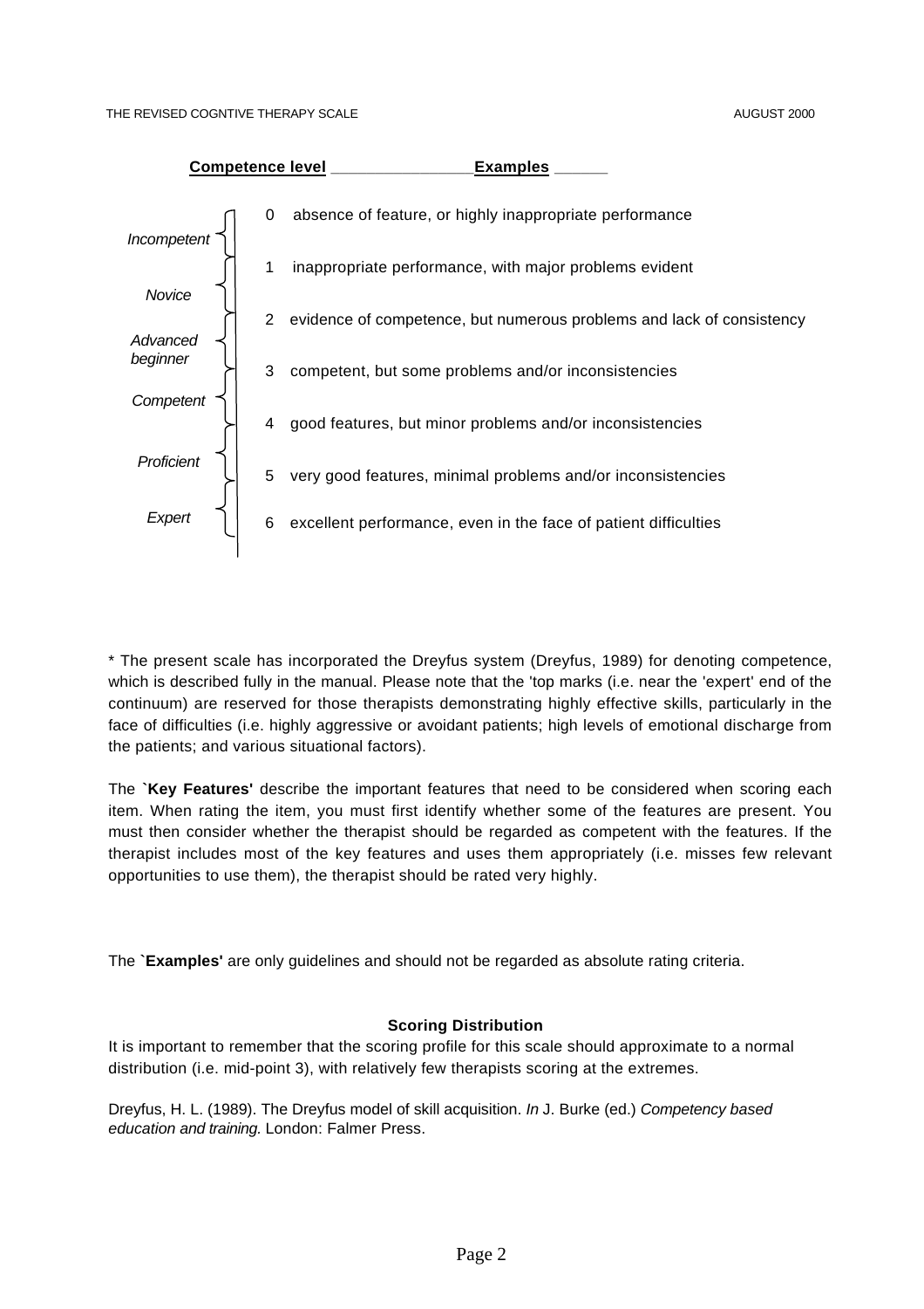| **Competence level** | | **Examples** |
|---|---|---|
| *Incompetent* | 0 | absence of feature, or highly inappropriate performance |
| *Novice* | 1 | inappropriate performance, with major problems evident |
| *Advanced beginner* | 2 | evidence of competence, but numerous problems and lack of consistency |
| *Competent* | 3 | competent, but some problems and/or inconsistencies |
| *Proficient* | 4 | good features, but minor problems and/or inconsistencies |
| | 5 | very good features, minimal problems and/or inconsistencies |
| *Expert* | 6 | excellent performance, even in the face of patient difficulties |

* The present scale has incorporated the Dreyfus system (Dreyfus, 1989) for denoting competence, which is described fully in the manual. Please note that the 'top marks (i.e. near the 'expert' end of the continuum) are reserved for those therapists demonstrating highly effective skills, particularly in the face of difficulties (i.e. highly aggressive or avoidant patients; high levels of emotional discharge from the patients; and various situational factors).

The **`Key Features'** describe the important features that need to be considered when scoring each item. When rating the item, you must first identify whether some of the features are present. You must then consider whether the therapist should be regarded as competent with the features. If the therapist includes most of the key features and uses them appropriately (i.e. misses few relevant opportunities to use them), the therapist should be rated very highly.

The **`Examples'** are only guidelines and should not be regarded as absolute rating criteria.

**Scoring Distribution**

It is important to remember that the scoring profile for this scale should approximate to a normal distribution (i.e. mid-point 3), with relatively few therapists scoring at the extremes.

Dreyfus, H. L. (1989). The Dreyfus model of skill acquisition. *In* J. Burke (ed.) *Competency based education and training.* London: Falmer Press.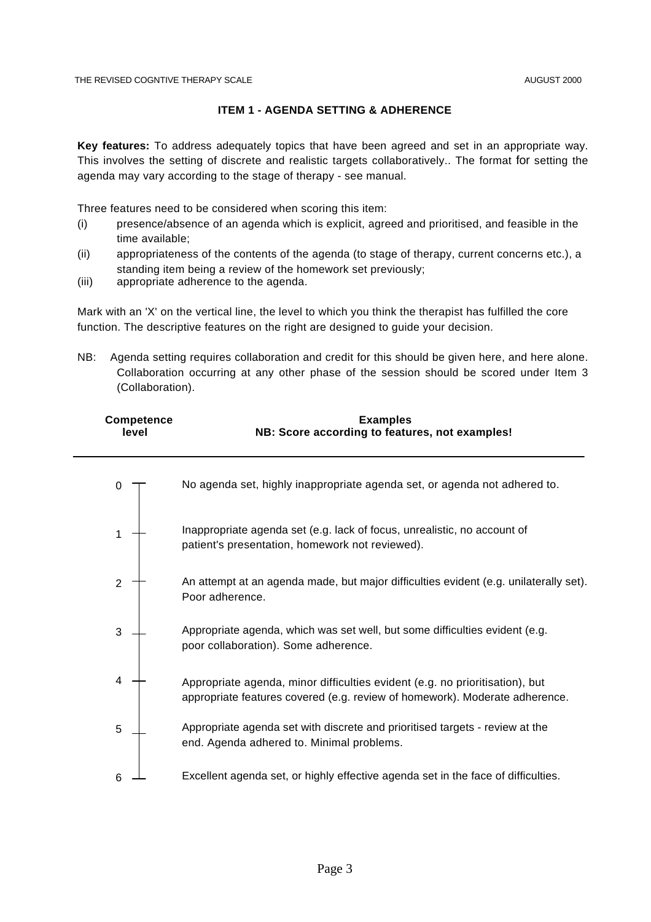### ITEM 1 - AGENDA SETTING & ADHERENCE

**Key features:** To address adequately topics that have been agreed and set in an appropriate way. This involves the setting of discrete and realistic targets collaboratively.. The format for setting the agenda may vary according to the stage of therapy - see manual.

Three features need to be considered when scoring this item:

(i) presence/absence of an agenda which is explicit, agreed and prioritised, and feasible in the time available;

(ii) appropriateness of the contents of the agenda (to stage of therapy, current concerns etc.), a standing item being a review of the homework set previously;

(iii) appropriate adherence to the agenda.

Mark with an 'X' on the vertical line, the level to which you think the therapist has fulfilled the core function. The descriptive features on the right are designed to guide your decision.

NB: Agenda setting requires collaboration and credit for this should be given here, and here alone. Collaboration occurring at any other phase of the session should be scored under Item 3 (Collaboration).

| Competence level | Examples<br>NB: Score according to features, not examples! |
|---|---|
| 0 | No agenda set, highly inappropriate agenda set, or agenda not adhered to. |
| 1 | Inappropriate agenda set (e.g. lack of focus, unrealistic, no account of patient's presentation, homework not reviewed). |
| 2 | An attempt at an agenda made, but major difficulties evident (e.g. unilaterally set). Poor adherence. |
| 3 | Appropriate agenda, which was set well, but some difficulties evident (e.g. poor collaboration). Some adherence. |
| 4 | Appropriate agenda, minor difficulties evident (e.g. no prioritisation), but appropriate features covered (e.g. review of homework). Moderate adherence. |
| 5 | Appropriate agenda set with discrete and prioritised targets - review at the end. Agenda adhered to. Minimal problems. |
| 6 | Excellent agenda set, or highly effective agenda set in the face of difficulties. |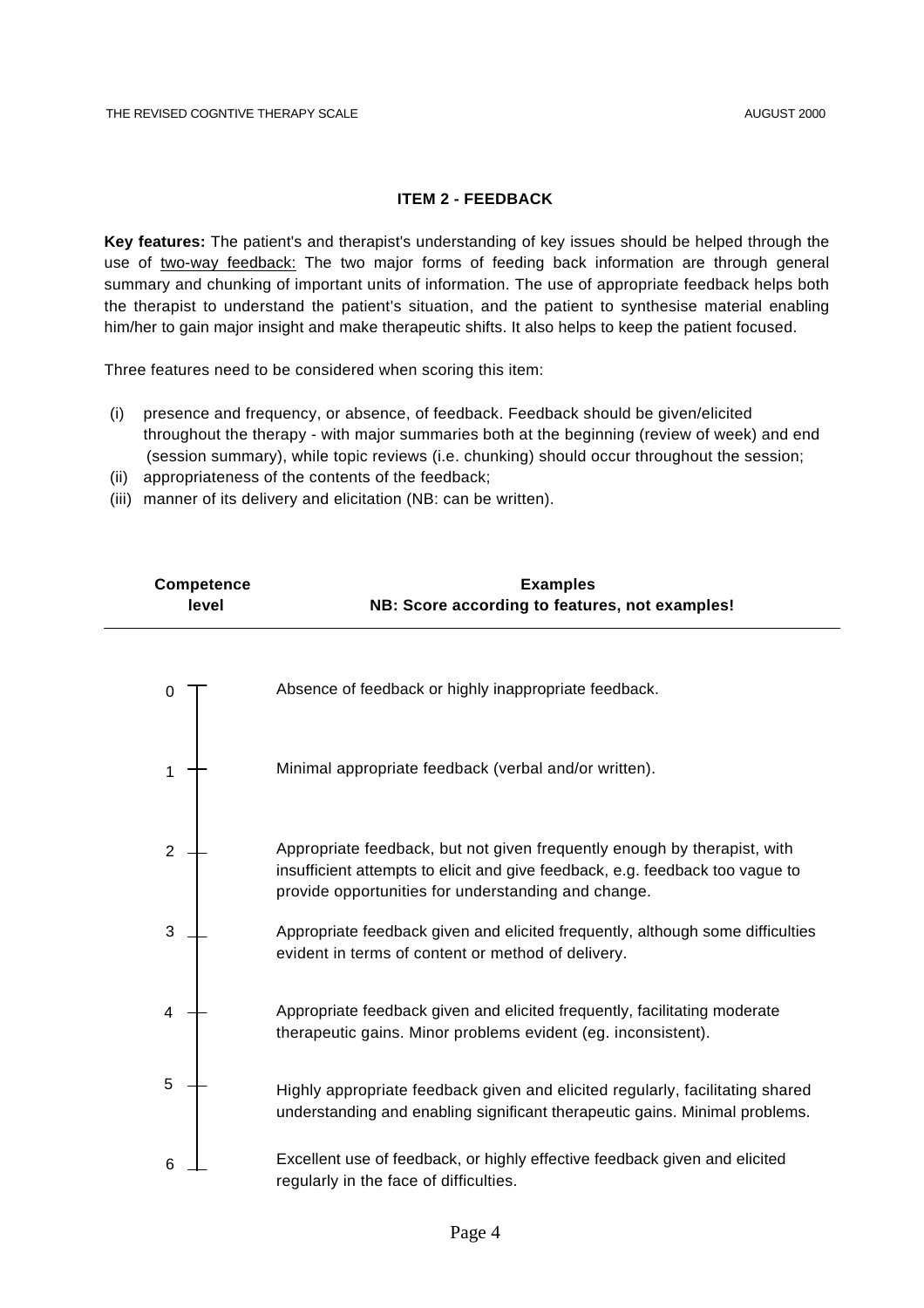### ITEM 2 - FEEDBACK

**Key features:** The patient's and therapist's understanding of key issues should be helped through the use of <u>two-way feedback:</u> The two major forms of feeding back information are through general summary and chunking of important units of information. The use of appropriate feedback helps both the therapist to understand the patient's situation, and the patient to synthesise material enabling him/her to gain major insight and make therapeutic shifts. It also helps to keep the patient focused.

Three features need to be considered when scoring this item:

(i) presence and frequency, or absence, of feedback. Feedback should be given/elicited throughout the therapy - with major summaries both at the beginning (review of week) and end (session summary), while topic reviews (i.e. chunking) should occur throughout the session;
(ii) appropriateness of the contents of the feedback;
(iii) manner of its delivery and elicitation (NB: can be written).

| Competence level | Examples<br>NB: Score according to features, not examples! |
|---|---|
| 0 | Absence of feedback or highly inappropriate feedback. |
| 1 | Minimal appropriate feedback (verbal and/or written). |
| 2 | Appropriate feedback, but not given frequently enough by therapist, with insufficient attempts to elicit and give feedback, e.g. feedback too vague to provide opportunities for understanding and change. |
| 3 | Appropriate feedback given and elicited frequently, although some difficulties evident in terms of content or method of delivery. |
| 4 | Appropriate feedback given and elicited frequently, facilitating moderate therapeutic gains. Minor problems evident (eg. inconsistent). |
| 5 | Highly appropriate feedback given and elicited regularly, facilitating shared understanding and enabling significant therapeutic gains. Minimal problems. |
| 6 | Excellent use of feedback, or highly effective feedback given and elicited regularly in the face of difficulties. |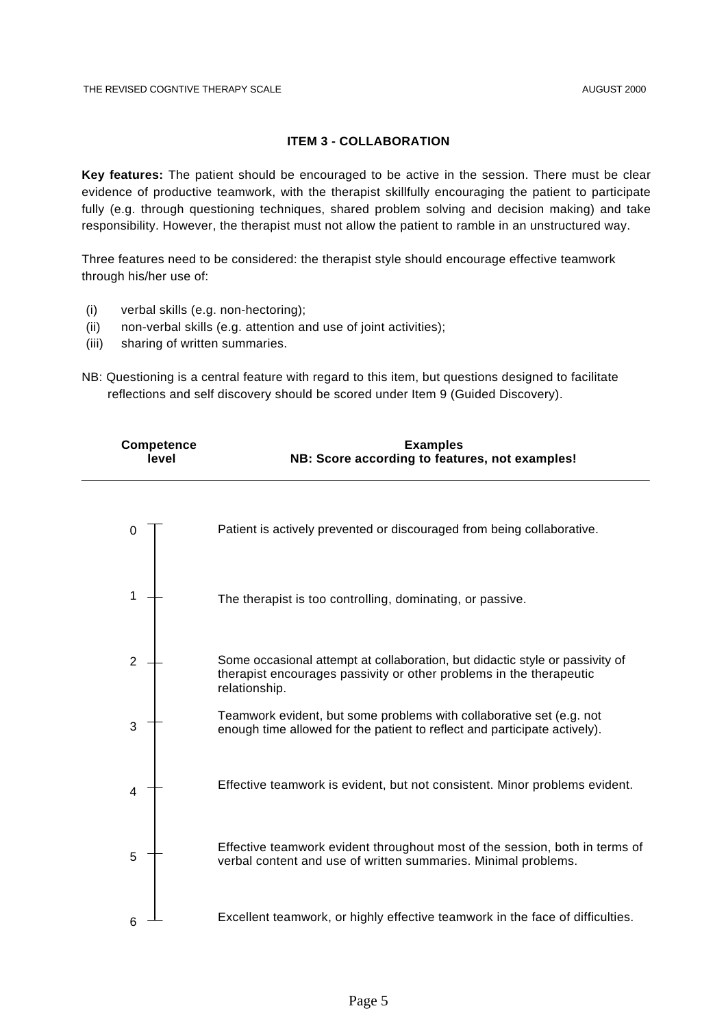## ITEM 3 - COLLABORATION

**Key features:** The patient should be encouraged to be active in the session. There must be clear evidence of productive teamwork, with the therapist skillfully encouraging the patient to participate fully (e.g. through questioning techniques, shared problem solving and decision making) and take responsibility. However, the therapist must not allow the patient to ramble in an unstructured way.

Three features need to be considered: the therapist style should encourage effective teamwork through his/her use of:

- (i) verbal skills (e.g. non-hectoring);
- (ii) non-verbal skills (e.g. attention and use of joint activities);
- (iii) sharing of written summaries.

NB: Questioning is a central feature with regard to this item, but questions designed to facilitate reflections and self discovery should be scored under Item 9 (Guided Discovery).

| Competence level | Examples<br>NB: Score according to features, not examples! |
|---|---|
| 0 | Patient is actively prevented or discouraged from being collaborative. |
| 1 | The therapist is too controlling, dominating, or passive. |
| 2 | Some occasional attempt at collaboration, but didactic style or passivity of therapist encourages passivity or other problems in the therapeutic relationship. |
| 3 | Teamwork evident, but some problems with collaborative set (e.g. not enough time allowed for the patient to reflect and participate actively). |
| 4 | Effective teamwork is evident, but not consistent. Minor problems evident. |
| 5 | Effective teamwork evident throughout most of the session, both in terms of verbal content and use of written summaries. Minimal problems. |
| 6 | Excellent teamwork, or highly effective teamwork in the face of difficulties. |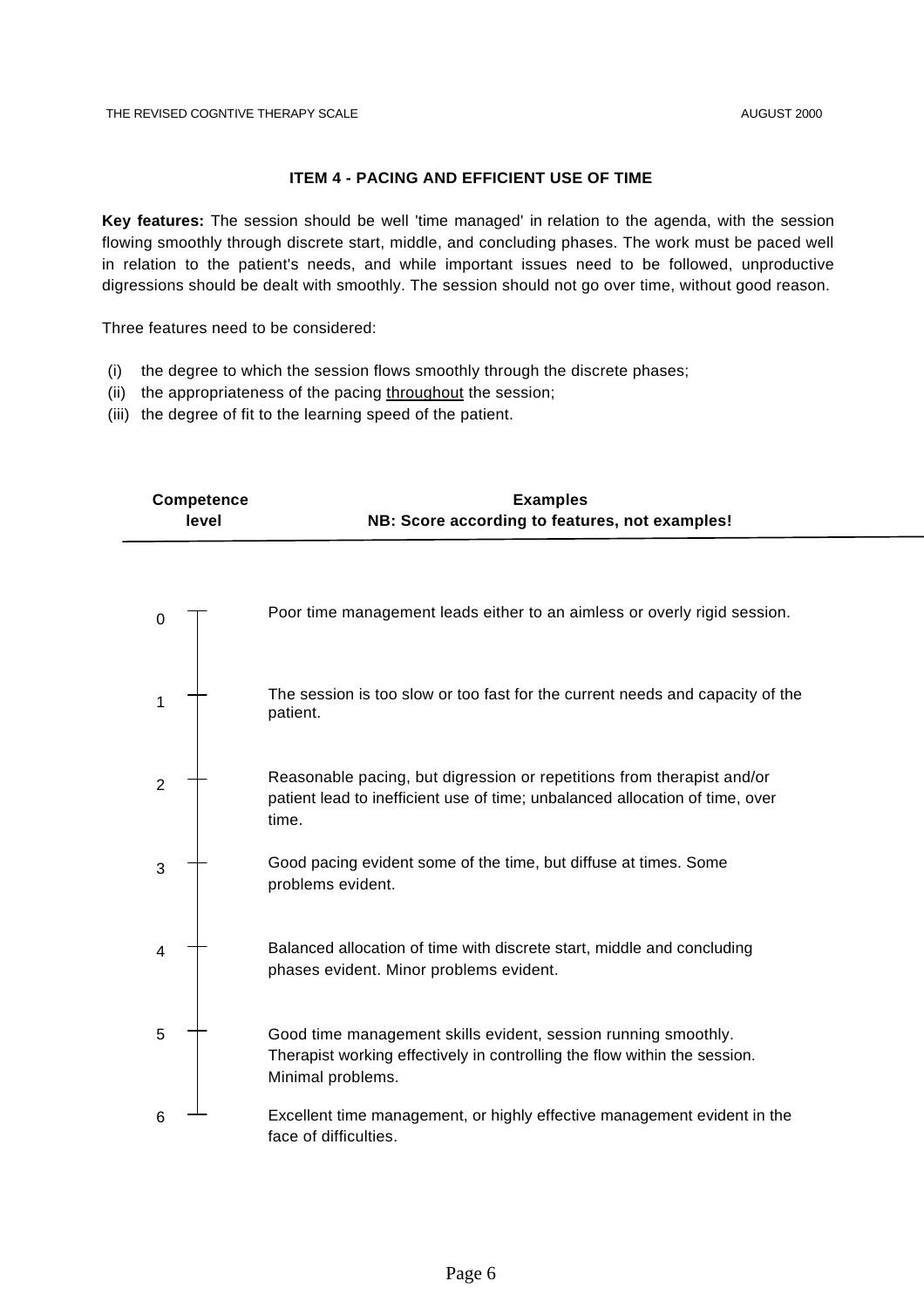### ITEM 4 - PACING AND EFFICIENT USE OF TIME

**Key features:** The session should be well 'time managed' in relation to the agenda, with the session flowing smoothly through discrete start, middle, and concluding phases. The work must be paced well in relation to the patient's needs, and while important issues need to be followed, unproductive digressions should be dealt with smoothly. The session should not go over time, without good reason.

Three features need to be considered:

(i) the degree to which the session flows smoothly through the discrete phases;
(ii) the appropriateness of the pacing throughout the session;
(iii) the degree of fit to the learning speed of the patient.

| Competence level | Examples<br>**NB: Score according to features, not examples!** |
|---|---|
| 0 | Poor time management leads either to an aimless or overly rigid session. |
| 1 | The session is too slow or too fast for the current needs and capacity of the patient. |
| 2 | Reasonable pacing, but digression or repetitions from therapist and/or patient lead to inefficient use of time; unbalanced allocation of time, over time. |
| 3 | Good pacing evident some of the time, but diffuse at times. Some problems evident. |
| 4 | Balanced allocation of time with discrete start, middle and concluding phases evident. Minor problems evident. |
| 5 | Good time management skills evident, session running smoothly. Therapist working effectively in controlling the flow within the session. Minimal problems. |
| 6 | Excellent time management, or highly effective management evident in the face of difficulties. |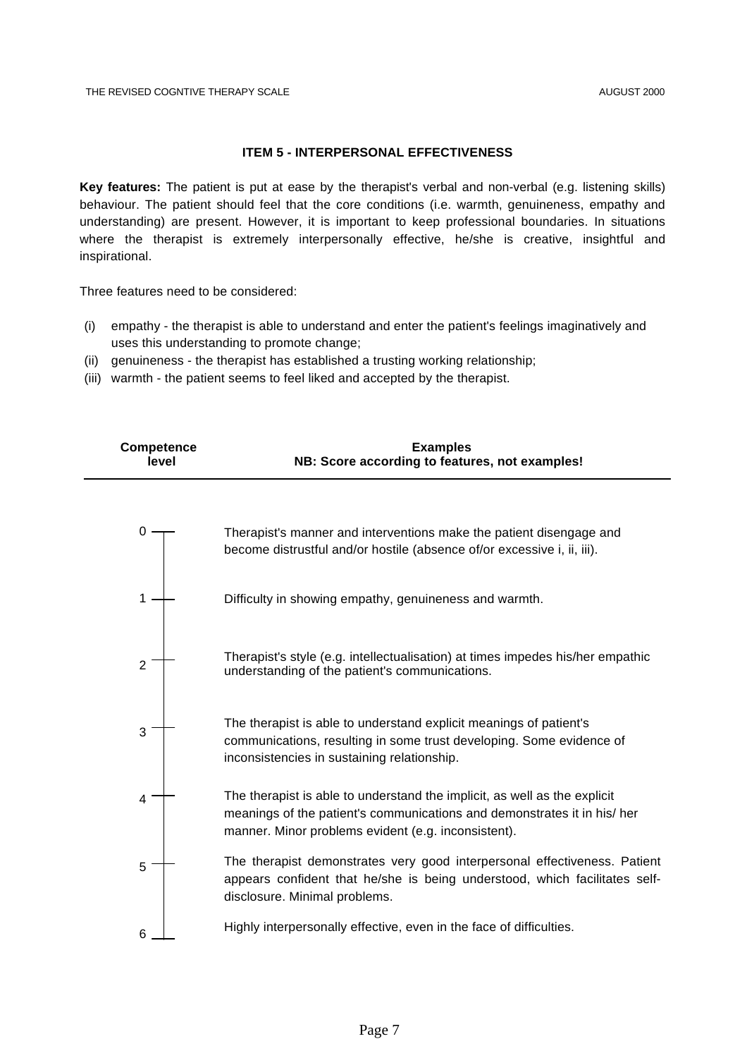### ITEM 5 - INTERPERSONAL EFFECTIVENESS

**Key features:** The patient is put at ease by the therapist's verbal and non-verbal (e.g. listening skills) behaviour. The patient should feel that the core conditions (i.e. warmth, genuineness, empathy and understanding) are present. However, it is important to keep professional boundaries. In situations where the therapist is extremely interpersonally effective, he/she is creative, insightful and inspirational.

Three features need to be considered:

(i) empathy - the therapist is able to understand and enter the patient's feelings imaginatively and uses this understanding to promote change;
(ii) genuineness - the therapist has established a trusting working relationship;
(iii) warmth - the patient seems to feel liked and accepted by the therapist.

| Competence level | Examples<br>NB: Score according to features, not examples! |
|---|---|
| 0 | Therapist's manner and interventions make the patient disengage and become distrustful and/or hostile (absence of/or excessive i, ii, iii). |
| 1 | Difficulty in showing empathy, genuineness and warmth. |
| 2 | Therapist's style (e.g. intellectualisation) at times impedes his/her empathic understanding of the patient's communications. |
| 3 | The therapist is able to understand explicit meanings of patient's communications, resulting in some trust developing. Some evidence of inconsistencies in sustaining relationship. |
| 4 | The therapist is able to understand the implicit, as well as the explicit meanings of the patient's communications and demonstrates it in his/ her manner. Minor problems evident (e.g. inconsistent). |
| 5 | The therapist demonstrates very good interpersonal effectiveness. Patient appears confident that he/she is being understood, which facilitates self-disclosure. Minimal problems. |
| 6 | Highly interpersonally effective, even in the face of difficulties. |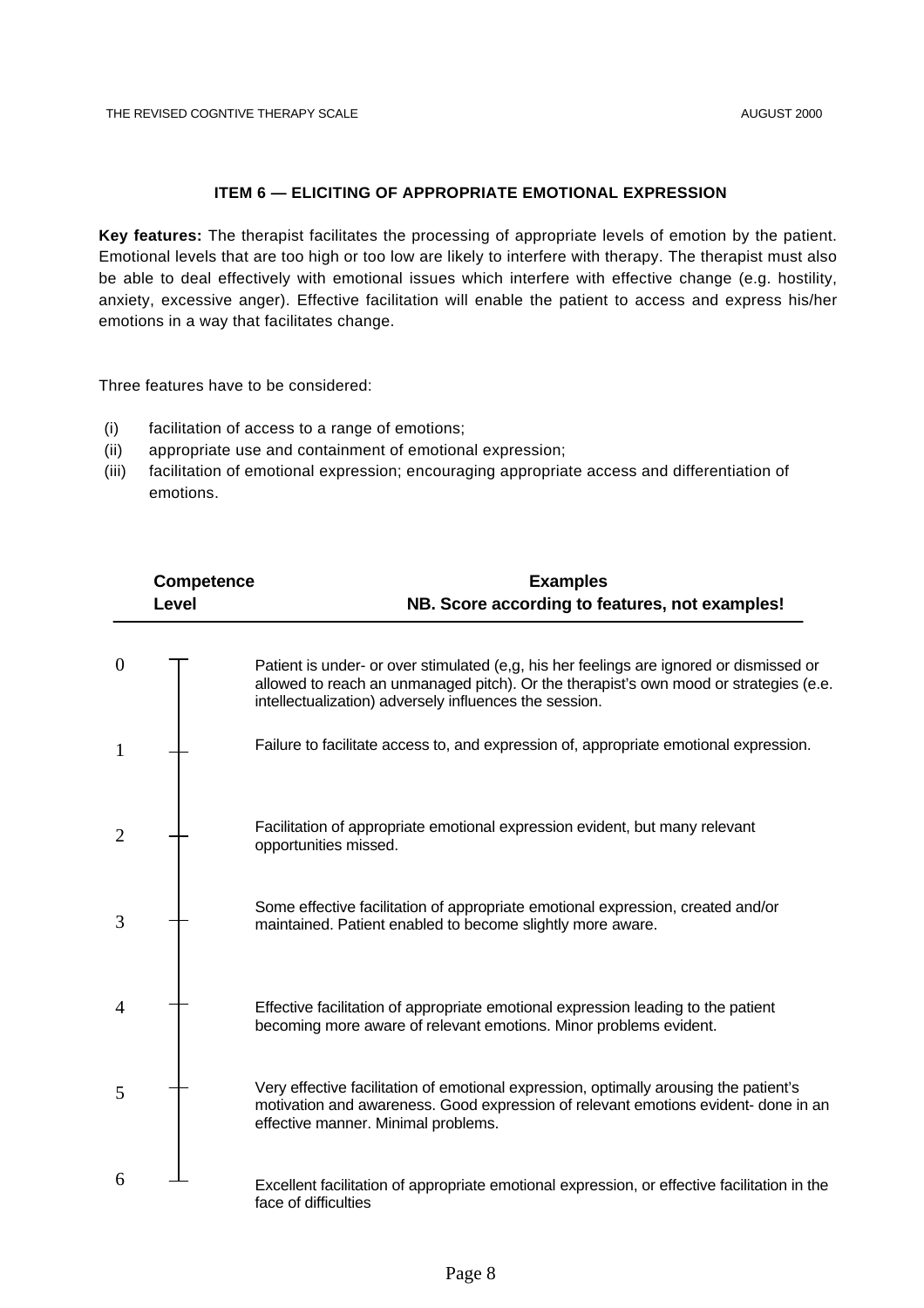### ITEM 6 — ELICITING OF APPROPRIATE EMOTIONAL EXPRESSION

**Key features:** The therapist facilitates the processing of appropriate levels of emotion by the patient. Emotional levels that are too high or too low are likely to interfere with therapy. The therapist must also be able to deal effectively with emotional issues which interfere with effective change (e.g. hostility, anxiety, excessive anger). Effective facilitation will enable the patient to access and express his/her emotions in a way that facilitates change.

Three features have to be considered:

(i) facilitation of access to a range of emotions;
(ii) appropriate use and containment of emotional expression;
(iii) facilitation of emotional expression; encouraging appropriate access and differentiation of emotions.

| Competence Level | Examples<br>NB. Score according to features, not examples! |
|---|---|
| 0 | Patient is under- or over stimulated (e,g, his her feelings are ignored or dismissed or allowed to reach an unmanaged pitch). Or the therapist's own mood or strategies (e.e. intellectualization) adversely influences the session. |
| 1 | Failure to facilitate access to, and expression of, appropriate emotional expression. |
| 2 | Facilitation of appropriate emotional expression evident, but many relevant opportunities missed. |
| 3 | Some effective facilitation of appropriate emotional expression, created and/or maintained. Patient enabled to become slightly more aware. |
| 4 | Effective facilitation of appropriate emotional expression leading to the patient becoming more aware of relevant emotions. Minor problems evident. |
| 5 | Very effective facilitation of emotional expression, optimally arousing the patient's motivation and awareness. Good expression of relevant emotions evident- done in an effective manner. Minimal problems. |
| 6 | Excellent facilitation of appropriate emotional expression, or effective facilitation in the face of difficulties |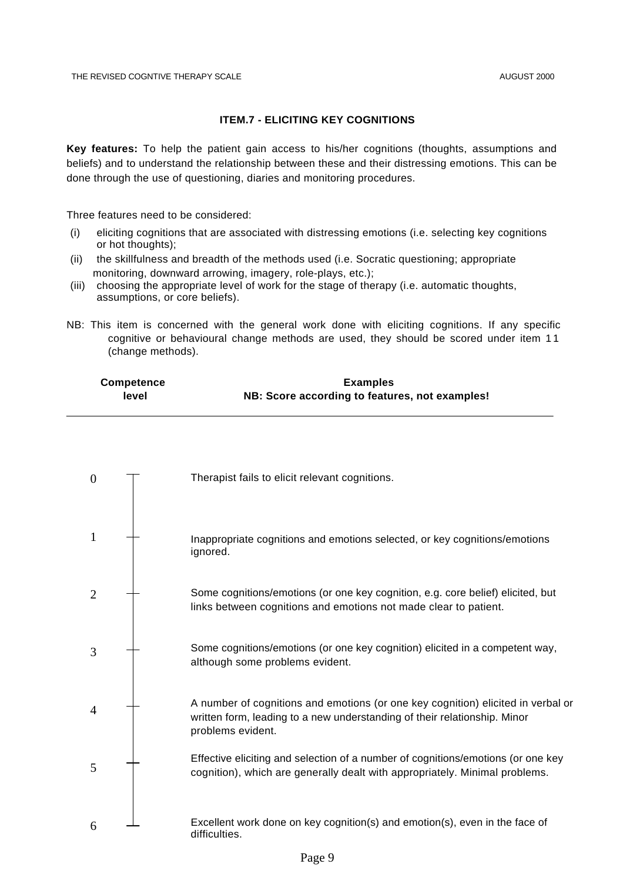### ITEM.7 - ELICITING KEY COGNITIONS

**Key features:** To help the patient gain access to his/her cognitions (thoughts, assumptions and beliefs) and to understand the relationship between these and their distressing emotions. This can be done through the use of questioning, diaries and monitoring procedures.

Three features need to be considered:

- (i) eliciting cognitions that are associated with distressing emotions (i.e. selecting key cognitions or hot thoughts);
- (ii) the skillfulness and breadth of the methods used (i.e. Socratic questioning; appropriate monitoring, downward arrowing, imagery, role-plays, etc.);
- (iii) choosing the appropriate level of work for the stage of therapy (i.e. automatic thoughts, assumptions, or core beliefs).

NB: This item is concerned with the general work done with eliciting cognitions. If any specific cognitive or behavioural change methods are used, they should be scored under item 11 (change methods).

| Competence level | Examples<br>**NB: Score according to features, not examples!** |
|---|---|
| 0 | Therapist fails to elicit relevant cognitions. |
| 1 | Inappropriate cognitions and emotions selected, or key cognitions/emotions ignored. |
| 2 | Some cognitions/emotions (or one key cognition, e.g. core belief) elicited, but links between cognitions and emotions not made clear to patient. |
| 3 | Some cognitions/emotions (or one key cognition) elicited in a competent way, although some problems evident. |
| 4 | A number of cognitions and emotions (or one key cognition) elicited in verbal or written form, leading to a new understanding of their relationship. Minor problems evident. |
| 5 | Effective eliciting and selection of a number of cognitions/emotions (or one key cognition), which are generally dealt with appropriately. Minimal problems. |
| 6 | Excellent work done on key cognition(s) and emotion(s), even in the face of difficulties. |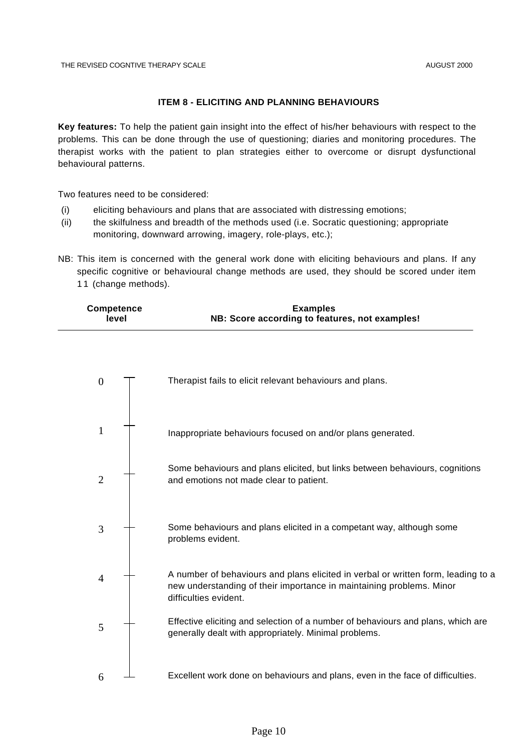## ITEM 8 - ELICITING AND PLANNING BEHAVIOURS

**Key features:** To help the patient gain insight into the effect of his/her behaviours with respect to the problems. This can be done through the use of questioning; diaries and monitoring procedures. The therapist works with the patient to plan strategies either to overcome or disrupt dysfunctional behavioural patterns.

Two features need to be considered:

(i) eliciting behaviours and plans that are associated with distressing emotions;

(ii) the skilfulness and breadth of the methods used (i.e. Socratic questioning; appropriate monitoring, downward arrowing, imagery, role-plays, etc.);

NB: This item is concerned with the general work done with eliciting behaviours and plans. If any specific cognitive or behavioural change methods are used, they should be scored under item 11 (change methods).

| Competence level | Examples<br>NB: Score according to features, not examples! |
|---|---|
| 0 | Therapist fails to elicit relevant behaviours and plans. |
| 1 | Inappropriate behaviours focused on and/or plans generated. |
| 2 | Some behaviours and plans elicited, but links between behaviours, cognitions and emotions not made clear to patient. |
| 3 | Some behaviours and plans elicited in a competant way, although some problems evident. |
| 4 | A number of behaviours and plans elicited in verbal or written form, leading to a new understanding of their importance in maintaining problems. Minor difficulties evident. |
| 5 | Effective eliciting and selection of a number of behaviours and plans, which are generally dealt with appropriately. Minimal problems. |
| 6 | Excellent work done on behaviours and plans, even in the face of difficulties. |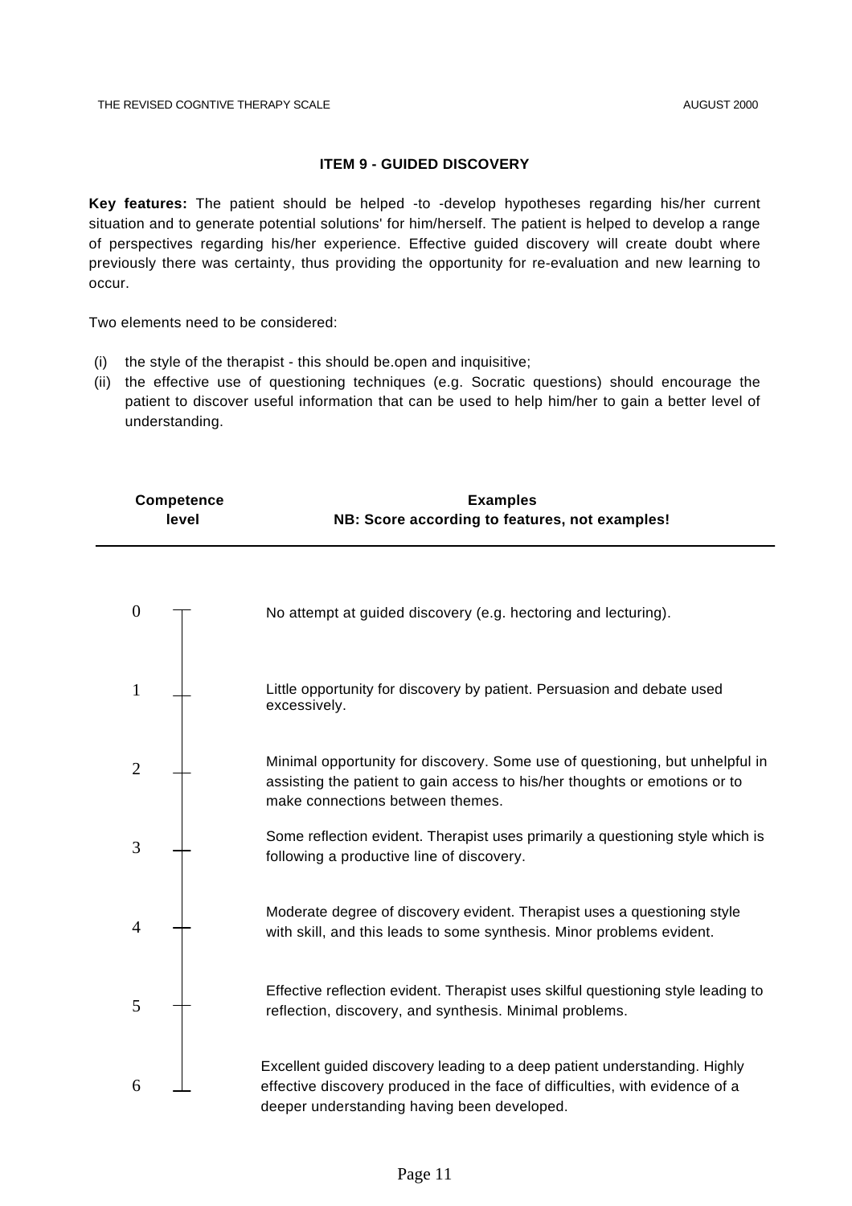## ITEM 9 - GUIDED DISCOVERY

**Key features:** The patient should be helped -to -develop hypotheses regarding his/her current situation and to generate potential solutions' for him/herself. The patient is helped to develop a range of perspectives regarding his/her experience. Effective guided discovery will create doubt where previously there was certainty, thus providing the opportunity for re-evaluation and new learning to occur.

Two elements need to be considered:

(i) the style of the therapist - this should be.open and inquisitive;
(ii) the effective use of questioning techniques (e.g. Socratic questions) should encourage the patient to discover useful information that can be used to help him/her to gain a better level of understanding.

| Competence level | Examples<br>**NB: Score according to features, not examples!** |
|---|---|
| 0 | No attempt at guided discovery (e.g. hectoring and lecturing). |
| 1 | Little opportunity for discovery by patient. Persuasion and debate used excessively. |
| 2 | Minimal opportunity for discovery. Some use of questioning, but unhelpful in assisting the patient to gain access to his/her thoughts or emotions or to make connections between themes. |
| 3 | Some reflection evident. Therapist uses primarily a questioning style which is following a productive line of discovery. |
| 4 | Moderate degree of discovery evident. Therapist uses a questioning style with skill, and this leads to some synthesis. Minor problems evident. |
| 5 | Effective reflection evident. Therapist uses skilful questioning style leading to reflection, discovery, and synthesis. Minimal problems. |
| 6 | Excellent guided discovery leading to a deep patient understanding. Highly effective discovery produced in the face of difficulties, with evidence of a deeper understanding having been developed. |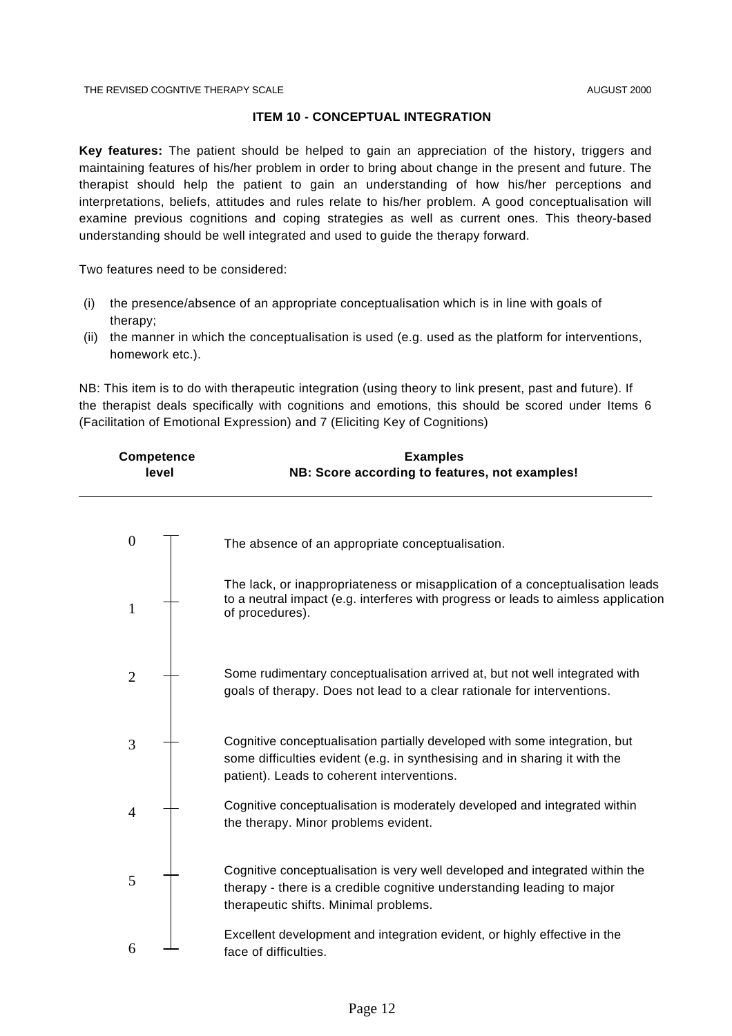### ITEM 10 - CONCEPTUAL INTEGRATION

**Key features:** The patient should be helped to gain an appreciation of the history, triggers and maintaining features of his/her problem in order to bring about change in the present and future. The therapist should help the patient to gain an understanding of how his/her perceptions and interpretations, beliefs, attitudes and rules relate to his/her problem. A good conceptualisation will examine previous cognitions and coping strategies as well as current ones. This theory-based understanding should be well integrated and used to guide the therapy forward.

Two features need to be considered:

- (i) the presence/absence of an appropriate conceptualisation which is in line with goals of therapy;
- (ii) the manner in which the conceptualisation is used (e.g. used as the platform for interventions, homework etc.).

NB: This item is to do with therapeutic integration (using theory to link present, past and future). If the therapist deals specifically with cognitions and emotions, this should be scored under Items 6 (Facilitation of Emotional Expression) and 7 (Eliciting Key of Cognitions)

| Competence level | Examples<br>NB: Score according to features, not examples! |
|---|---|
| 0 | The absence of an appropriate conceptualisation. |
| 1 | The lack, or inappropriateness or misapplication of a conceptualisation leads to a neutral impact (e.g. interferes with progress or leads to aimless application of procedures). |
| 2 | Some rudimentary conceptualisation arrived at, but not well integrated with goals of therapy. Does not lead to a clear rationale for interventions. |
| 3 | Cognitive conceptualisation partially developed with some integration, but some difficulties evident (e.g. in synthesising and in sharing it with the patient). Leads to coherent interventions. |
| 4 | Cognitive conceptualisation is moderately developed and integrated within the therapy. Minor problems evident. |
| 5 | Cognitive conceptualisation is very well developed and integrated within the therapy - there is a credible cognitive understanding leading to major therapeutic shifts. Minimal problems. |
| 6 | Excellent development and integration evident, or highly effective in the face of difficulties. |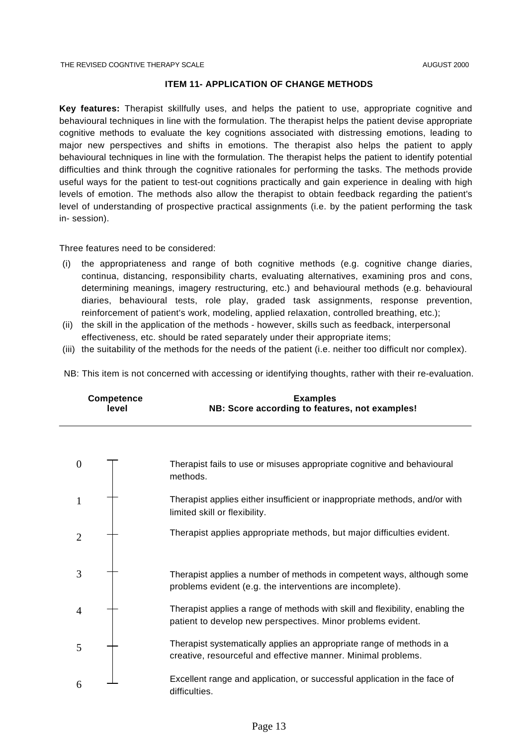### ITEM 11- APPLICATION OF CHANGE METHODS

**Key features:** Therapist skillfully uses, and helps the patient to use, appropriate cognitive and behavioural techniques in line with the formulation. The therapist helps the patient devise appropriate cognitive methods to evaluate the key cognitions associated with distressing emotions, leading to major new perspectives and shifts in emotions. The therapist also helps the patient to apply behavioural techniques in line with the formulation. The therapist helps the patient to identify potential difficulties and think through the cognitive rationales for performing the tasks. The methods provide useful ways for the patient to test-out cognitions practically and gain experience in dealing with high levels of emotion. The methods also allow the therapist to obtain feedback regarding the patient's level of understanding of prospective practical assignments (i.e. by the patient performing the task in- session).

Three features need to be considered:

(i) the appropriateness and range of both cognitive methods (e.g. cognitive change diaries, continua, distancing, responsibility charts, evaluating alternatives, examining pros and cons, determining meanings, imagery restructuring, etc.) and behavioural methods (e.g. behavioural diaries, behavioural tests, role play, graded task assignments, response prevention, reinforcement of patient's work, modeling, applied relaxation, controlled breathing, etc.);

(ii) the skill in the application of the methods - however, skills such as feedback, interpersonal effectiveness, etc. should be rated separately under their appropriate items;

(iii) the suitability of the methods for the needs of the patient (i.e. neither too difficult nor complex).

NB: This item is not concerned with accessing or identifying thoughts, rather with their re-evaluation.

| Competence level | Examples<br>NB: Score according to features, not examples! |
|---|---|
| 0 | Therapist fails to use or misuses appropriate cognitive and behavioural methods. |
| 1 | Therapist applies either insufficient or inappropriate methods, and/or with limited skill or flexibility. |
| 2 | Therapist applies appropriate methods, but major difficulties evident. |
| 3 | Therapist applies a number of methods in competent ways, although some problems evident (e.g. the interventions are incomplete). |
| 4 | Therapist applies a range of methods with skill and flexibility, enabling the patient to develop new perspectives. Minor problems evident. |
| 5 | Therapist systematically applies an appropriate range of methods in a creative, resourceful and effective manner. Minimal problems. |
| 6 | Excellent range and application, or successful application in the face of difficulties. |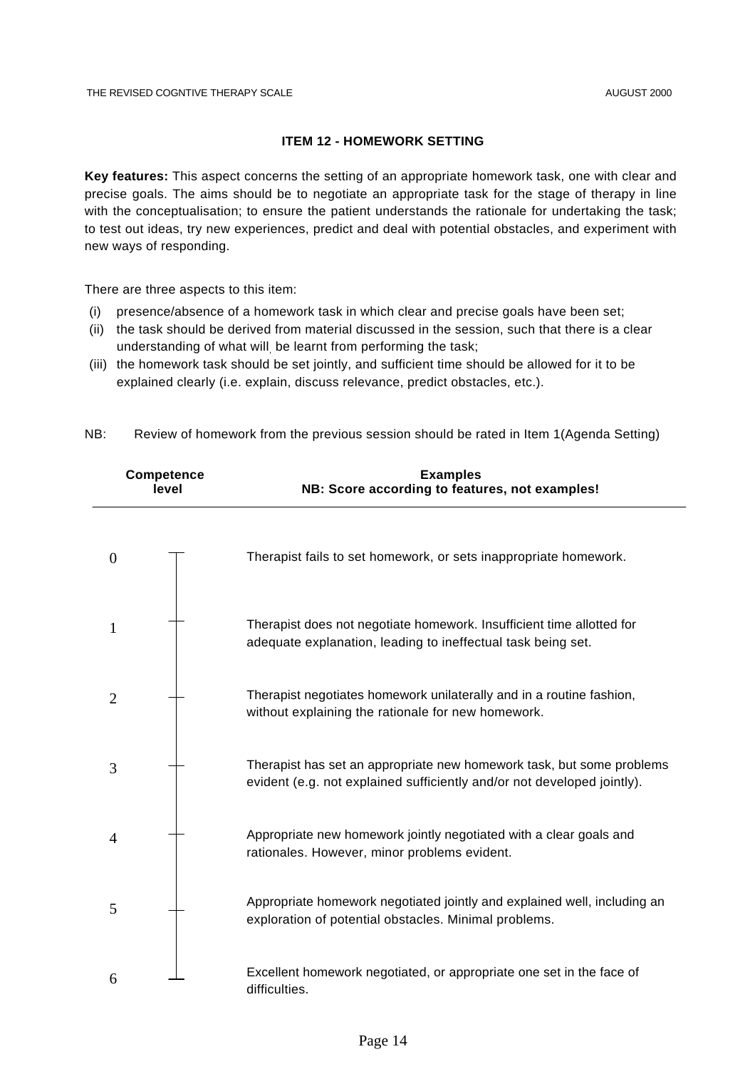## ITEM 12 - HOMEWORK SETTING

**Key features:** This aspect concerns the setting of an appropriate homework task, one with clear and precise goals. The aims should be to negotiate an appropriate task for the stage of therapy in line with the conceptualisation; to ensure the patient understands the rationale for undertaking the task; to test out ideas, try new experiences, predict and deal with potential obstacles, and experiment with new ways of responding.

There are three aspects to this item:

- (i) presence/absence of a homework task in which clear and precise goals have been set;
- (ii) the task should be derived from material discussed in the session, such that there is a clear understanding of what will be learnt from performing the task;
- (iii) the homework task should be set jointly, and sufficient time should be allowed for it to be explained clearly (i.e. explain, discuss relevance, predict obstacles, etc.).

NB: Review of homework from the previous session should be rated in Item 1(Agenda Setting)

| Competence level | Examples<br>NB: Score according to features, not examples! |
|---|---|
| 0 | Therapist fails to set homework, or sets inappropriate homework. |
| 1 | Therapist does not negotiate homework. Insufficient time allotted for adequate explanation, leading to ineffectual task being set. |
| 2 | Therapist negotiates homework unilaterally and in a routine fashion, without explaining the rationale for new homework. |
| 3 | Therapist has set an appropriate new homework task, but some problems evident (e.g. not explained sufficiently and/or not developed jointly). |
| 4 | Appropriate new homework jointly negotiated with a clear goals and rationales. However, minor problems evident. |
| 5 | Appropriate homework negotiated jointly and explained well, including an exploration of potential obstacles. Minimal problems. |
| 6 | Excellent homework negotiated, or appropriate one set in the face of difficulties. |